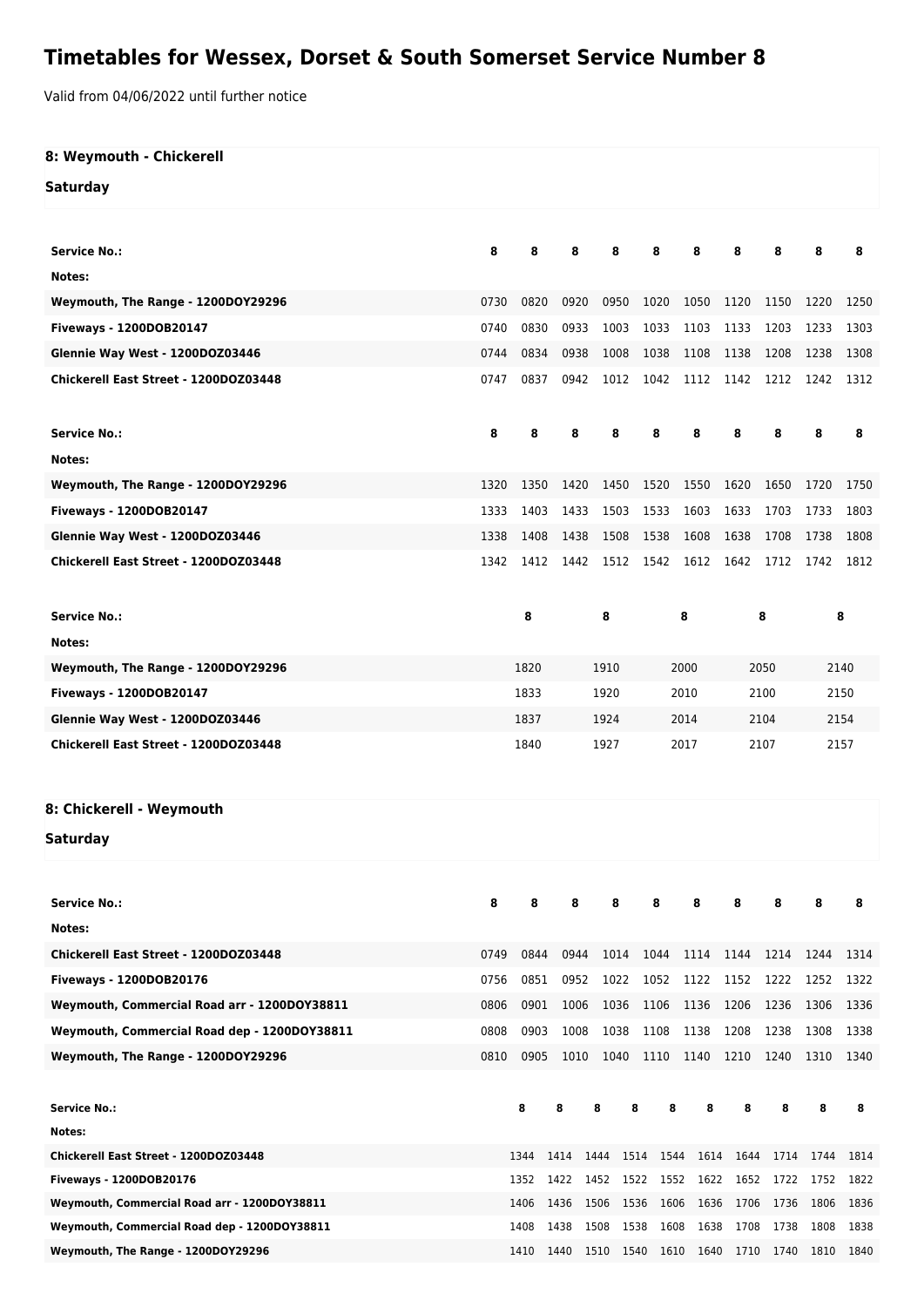# Timetables for Wessex, Dorset & South Somerset Service Number 8

Valid from 04/06/2022 until further notice

## 8: Weymouth - Chickerell

### Saturday

| Service No.: | 8 | 8 | 8 | 8 | 8 | 8 | 8 | 8 | 8 | 8 |
|---|---|---|---|---|---|---|---|---|---|---|
| Notes: | | | | | | | | | | |
| Weymouth, The Range - 1200DOY29296 | 0730 | 0820 | 0920 | 0950 | 1020 | 1050 | 1120 | 1150 | 1220 | 1250 |
| Fiveways - 1200DOB20147 | 0740 | 0830 | 0933 | 1003 | 1033 | 1103 | 1133 | 1203 | 1233 | 1303 |
| Glennie Way West - 1200DOZ03446 | 0744 | 0834 | 0938 | 1008 | 1038 | 1108 | 1138 | 1208 | 1238 | 1308 |
| Chickerell East Street - 1200DOZ03448 | 0747 | 0837 | 0942 | 1012 | 1042 | 1112 | 1142 | 1212 | 1242 | 1312 |

| Service No.: | 8 | 8 | 8 | 8 | 8 | 8 | 8 | 8 | 8 | 8 |
|---|---|---|---|---|---|---|---|---|---|---|
| Notes: | | | | | | | | | | |
| Weymouth, The Range - 1200DOY29296 | 1320 | 1350 | 1420 | 1450 | 1520 | 1550 | 1620 | 1650 | 1720 | 1750 |
| Fiveways - 1200DOB20147 | 1333 | 1403 | 1433 | 1503 | 1533 | 1603 | 1633 | 1703 | 1733 | 1803 |
| Glennie Way West - 1200DOZ03446 | 1338 | 1408 | 1438 | 1508 | 1538 | 1608 | 1638 | 1708 | 1738 | 1808 |
| Chickerell East Street - 1200DOZ03448 | 1342 | 1412 | 1442 | 1512 | 1542 | 1612 | 1642 | 1712 | 1742 | 1812 |

| Service No.: | 8 | 8 | 8 | 8 | 8 |
|---|---|---|---|---|---|
| Notes: | | | | | |
| Weymouth, The Range - 1200DOY29296 | 1820 | 1910 | 2000 | 2050 | 2140 |
| Fiveways - 1200DOB20147 | 1833 | 1920 | 2010 | 2100 | 2150 |
| Glennie Way West - 1200DOZ03446 | 1837 | 1924 | 2014 | 2104 | 2154 |
| Chickerell East Street - 1200DOZ03448 | 1840 | 1927 | 2017 | 2107 | 2157 |

## 8: Chickerell - Weymouth

### Saturday

| Service No.: | 8 | 8 | 8 | 8 | 8 | 8 | 8 | 8 | 8 | 8 |
|---|---|---|---|---|---|---|---|---|---|---|
| Notes: | | | | | | | | | | |
| Chickerell East Street - 1200DOZ03448 | 0749 | 0844 | 0944 | 1014 | 1044 | 1114 | 1144 | 1214 | 1244 | 1314 |
| Fiveways - 1200DOB20176 | 0756 | 0851 | 0952 | 1022 | 1052 | 1122 | 1152 | 1222 | 1252 | 1322 |
| Weymouth, Commercial Road arr - 1200DOY38811 | 0806 | 0901 | 1006 | 1036 | 1106 | 1136 | 1206 | 1236 | 1306 | 1336 |
| Weymouth, Commercial Road dep - 1200DOY38811 | 0808 | 0903 | 1008 | 1038 | 1108 | 1138 | 1208 | 1238 | 1308 | 1338 |
| Weymouth, The Range - 1200DOY29296 | 0810 | 0905 | 1010 | 1040 | 1110 | 1140 | 1210 | 1240 | 1310 | 1340 |

| Service No.: | 8 | 8 | 8 | 8 | 8 | 8 | 8 | 8 | 8 | 8 |
|---|---|---|---|---|---|---|---|---|---|---|
| Notes: | | | | | | | | | | |
| Chickerell East Street - 1200DOZ03448 | 1344 | 1414 | 1444 | 1514 | 1544 | 1614 | 1644 | 1714 | 1744 | 1814 |
| Fiveways - 1200DOB20176 | 1352 | 1422 | 1452 | 1522 | 1552 | 1622 | 1652 | 1722 | 1752 | 1822 |
| Weymouth, Commercial Road arr - 1200DOY38811 | 1406 | 1436 | 1506 | 1536 | 1606 | 1636 | 1706 | 1736 | 1806 | 1836 |
| Weymouth, Commercial Road dep - 1200DOY38811 | 1408 | 1438 | 1508 | 1538 | 1608 | 1638 | 1708 | 1738 | 1808 | 1838 |
| Weymouth, The Range - 1200DOY29296 | 1410 | 1440 | 1510 | 1540 | 1610 | 1640 | 1710 | 1740 | 1810 | 1840 |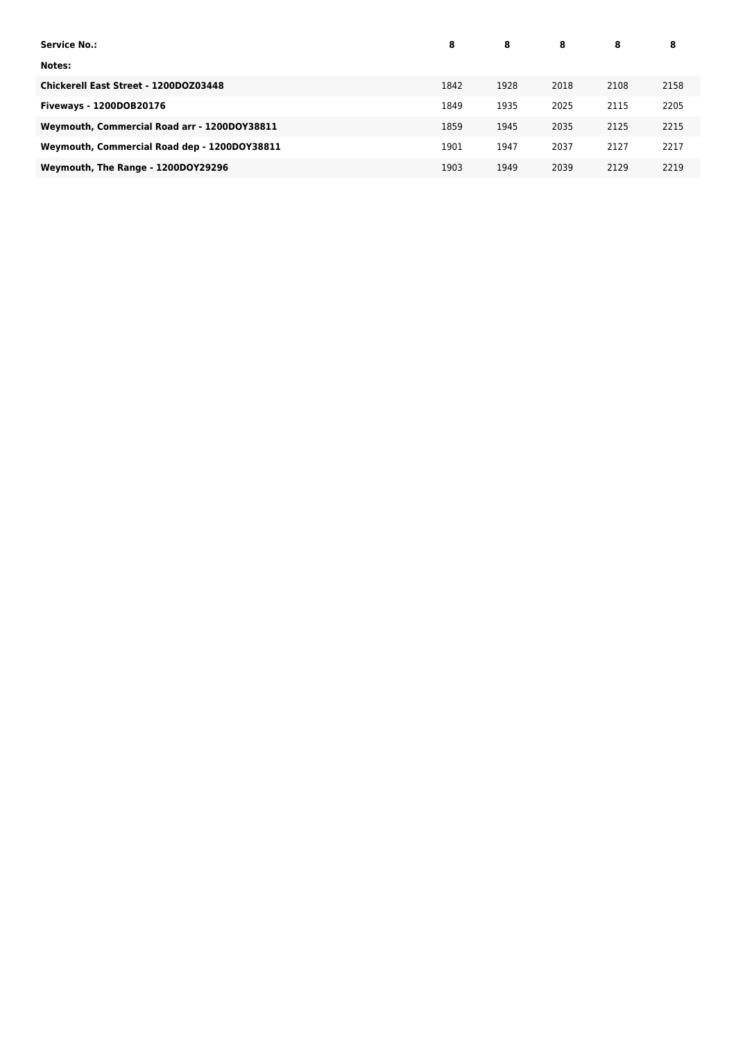| Service No.: | 8 | 8 | 8 | 8 | 8 |
| --- | --- | --- | --- | --- | --- |
| Notes: | | | | | |
| Chickerell East Street - 1200DOZ03448 | 1842 | 1928 | 2018 | 2108 | 2158 |
| Fiveways - 1200DOB20176 | 1849 | 1935 | 2025 | 2115 | 2205 |
| Weymouth, Commercial Road arr - 1200DOY38811 | 1859 | 1945 | 2035 | 2125 | 2215 |
| Weymouth, Commercial Road dep - 1200DOY38811 | 1901 | 1947 | 2037 | 2127 | 2217 |
| Weymouth, The Range - 1200DOY29296 | 1903 | 1949 | 2039 | 2129 | 2219 |